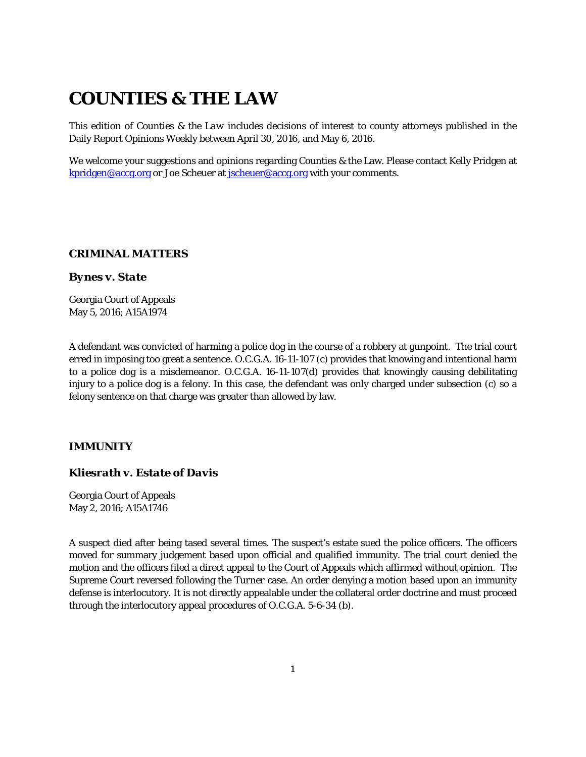# COUNTIES & THE LAW

This edition of Counties & the Law includes decisions of interest to county attorneys published in the Daily Report Opinions Weekly between April 30, 2016, and May 6, 2016.

We welcome your suggestions and opinions regarding Counties & the Law. Please contact Kelly Pridgen at kpridgen@accg.org or Joe Scheuer at jscheuer@accg.org with your comments.

### CRIMINAL MATTERS

#### *Bynes v. State*

Georgia Court of Appeals
May 5, 2016; A15A1974

A defendant was convicted of harming a police dog in the course of a robbery at gunpoint. The trial court erred in imposing too great a sentence. O.C.G.A. 16-11-107 (c) provides that knowing and intentional harm to a police dog is a misdemeanor. O.C.G.A. 16-11-107(d) provides that knowingly causing debilitating injury to a police dog is a felony. In this case, the defendant was only charged under subsection (c) so a felony sentence on that charge was greater than allowed by law.

### IMMUNITY

#### *Kliesrath v. Estate of Davis*

Georgia Court of Appeals
May 2, 2016; A15A1746

A suspect died after being tased several times. The suspect's estate sued the police officers. The officers moved for summary judgement based upon official and qualified immunity. The trial court denied the motion and the officers filed a direct appeal to the Court of Appeals which affirmed without opinion. The Supreme Court reversed following the *Turner* case. An order denying a motion based upon an immunity defense is interlocutory. It is not directly appealable under the collateral order doctrine and must proceed through the interlocutory appeal procedures of O.C.G.A. 5-6-34 (b).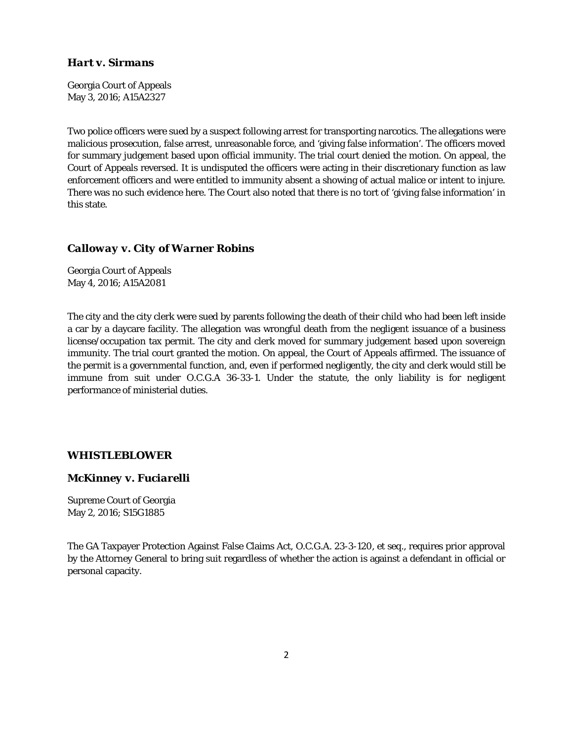### *Hart v. Sirmans*

Georgia Court of Appeals
May 3, 2016; A15A2327

Two police officers were sued by a suspect following arrest for transporting narcotics. The allegations were malicious prosecution, false arrest, unreasonable force, and 'giving false information'. The officers moved for summary judgement based upon official immunity. The trial court denied the motion. On appeal, the Court of Appeals reversed. It is undisputed the officers were acting in their discretionary function as law enforcement officers and were entitled to immunity absent a showing of actual malice or intent to injure. There was no such evidence here. The Court also noted that there is no tort of 'giving false information' in this state.

### *Calloway v. City of Warner Robins*

Georgia Court of Appeals
May 4, 2016; A15A2081

The city and the city clerk were sued by parents following the death of their child who had been left inside a car by a daycare facility. The allegation was wrongful death from the negligent issuance of a business license/occupation tax permit. The city and clerk moved for summary judgement based upon sovereign immunity. The trial court granted the motion. On appeal, the Court of Appeals affirmed. The issuance of the permit is a governmental function, and, even if performed negligently, the city and clerk would still be immune from suit under O.C.G.A 36-33-1. Under the statute, the only liability is for negligent performance of ministerial duties.

## WHISTLEBLOWER

### *McKinney v. Fuciarelli*

Supreme Court of Georgia
May 2, 2016; S15G1885

The GA Taxpayer Protection Against False Claims Act, O.C.G.A. 23-3-120, et seq., requires prior approval by the Attorney General to bring suit regardless of whether the action is against a defendant in official or personal capacity.